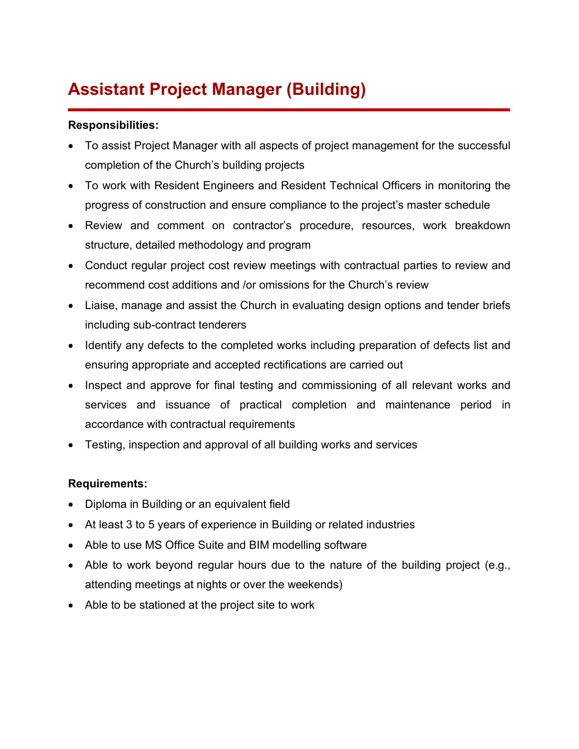# Assistant Project Manager (Building)

**Responsibilities:**

- To assist Project Manager with all aspects of project management for the successful completion of the Church's building projects
- To work with Resident Engineers and Resident Technical Officers in monitoring the progress of construction and ensure compliance to the project's master schedule
- Review and comment on contractor's procedure, resources, work breakdown structure, detailed methodology and program
- Conduct regular project cost review meetings with contractual parties to review and recommend cost additions and /or omissions for the Church's review
- Liaise, manage and assist the Church in evaluating design options and tender briefs including sub-contract tenderers
- Identify any defects to the completed works including preparation of defects list and ensuring appropriate and accepted rectifications are carried out
- Inspect and approve for final testing and commissioning of all relevant works and services and issuance of practical completion and maintenance period in accordance with contractual requirements
- Testing, inspection and approval of all building works and services

**Requirements:**

- Diploma in Building or an equivalent field
- At least 3 to 5 years of experience in Building or related industries
- Able to use MS Office Suite and BIM modelling software
- Able to work beyond regular hours due to the nature of the building project (e.g., attending meetings at nights or over the weekends)
- Able to be stationed at the project site to work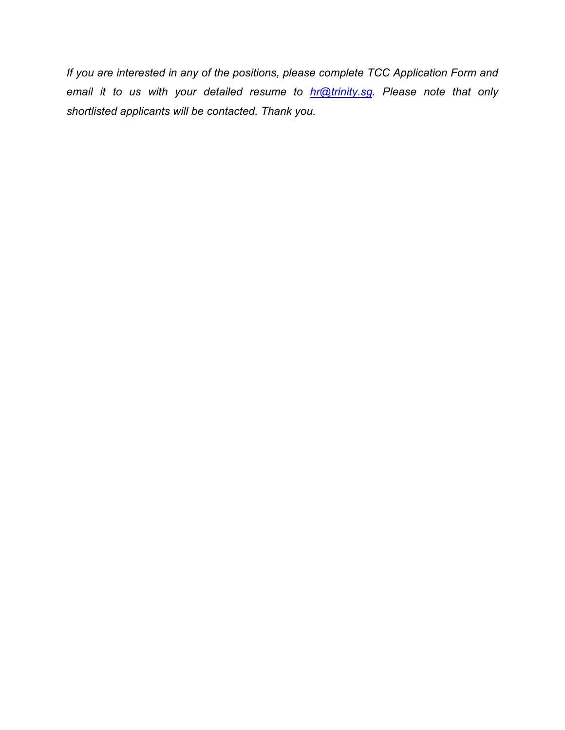*If you are interested in any of the positions, please complete TCC Application Form and email it to us with your detailed resume to [hr@trinity.sg](mailto:hr@trinity.sg). Please note that only shortlisted applicants will be contacted. Thank you.*